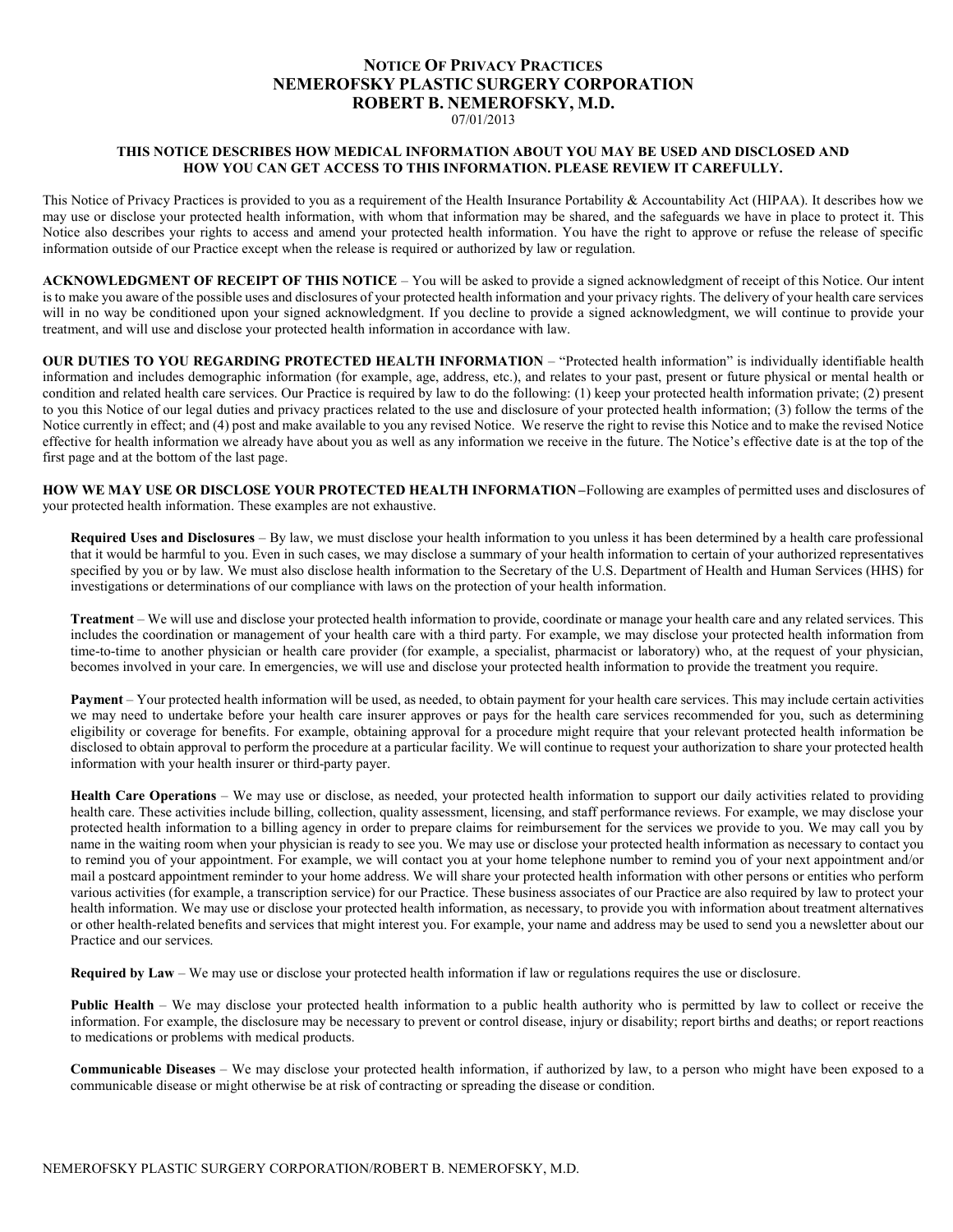# NOTICE OF PRIVACY PRACTICES
# NEMEROFSKY PLASTIC SURGERY CORPORATION
# ROBERT B. NEMEROFSKY, M.D.

07/01/2013

**THIS NOTICE DESCRIBES HOW MEDICAL INFORMATION ABOUT YOU MAY BE USED AND DISCLOSED AND HOW YOU CAN GET ACCESS TO THIS INFORMATION. PLEASE REVIEW IT CAREFULLY.**

This Notice of Privacy Practices is provided to you as a requirement of the Health Insurance Portability & Accountability Act (HIPAA). It describes how we may use or disclose your protected health information, with whom that information may be shared, and the safeguards we have in place to protect it. This Notice also describes your rights to access and amend your protected health information. You have the right to approve or refuse the release of specific information outside of our Practice except when the release is required or authorized by law or regulation.

**ACKNOWLEDGMENT OF RECEIPT OF THIS NOTICE** – You will be asked to provide a signed acknowledgment of receipt of this Notice. Our intent is to make you aware of the possible uses and disclosures of your protected health information and your privacy rights. The delivery of your health care services will in no way be conditioned upon your signed acknowledgment. If you decline to provide a signed acknowledgment, we will continue to provide your treatment, and will use and disclose your protected health information in accordance with law.

**OUR DUTIES TO YOU REGARDING PROTECTED HEALTH INFORMATION** – "Protected health information" is individually identifiable health information and includes demographic information (for example, age, address, etc.), and relates to your past, present or future physical or mental health or condition and related health care services. Our Practice is required by law to do the following: (1) keep your protected health information private; (2) present to you this Notice of our legal duties and privacy practices related to the use and disclosure of your protected health information; (3) follow the terms of the Notice currently in effect; and (4) post and make available to you any revised Notice. We reserve the right to revise this Notice and to make the revised Notice effective for health information we already have about you as well as any information we receive in the future. The Notice's effective date is at the top of the first page and at the bottom of the last page.

**HOW WE MAY USE OR DISCLOSE YOUR PROTECTED HEALTH INFORMATION** – Following are examples of permitted uses and disclosures of your protected health information. These examples are not exhaustive.

**Required Uses and Disclosures** – By law, we must disclose your health information to you unless it has been determined by a health care professional that it would be harmful to you. Even in such cases, we may disclose a summary of your health information to certain of your authorized representatives specified by you or by law. We must also disclose health information to the Secretary of the U.S. Department of Health and Human Services (HHS) for investigations or determinations of our compliance with laws on the protection of your health information.

**Treatment** – We will use and disclose your protected health information to provide, coordinate or manage your health care and any related services. This includes the coordination or management of your health care with a third party. For example, we may disclose your protected health information from time-to-time to another physician or health care provider (for example, a specialist, pharmacist or laboratory) who, at the request of your physician, becomes involved in your care. In emergencies, we will use and disclose your protected health information to provide the treatment you require.

**Payment** – Your protected health information will be used, as needed, to obtain payment for your health care services. This may include certain activities we may need to undertake before your health care insurer approves or pays for the health care services recommended for you, such as determining eligibility or coverage for benefits. For example, obtaining approval for a procedure might require that your relevant protected health information be disclosed to obtain approval to perform the procedure at a particular facility. We will continue to request your authorization to share your protected health information with your health insurer or third-party payer.

**Health Care Operations** – We may use or disclose, as needed, your protected health information to support our daily activities related to providing health care. These activities include billing, collection, quality assessment, licensing, and staff performance reviews. For example, we may disclose your protected health information to a billing agency in order to prepare claims for reimbursement for the services we provide to you. We may call you by name in the waiting room when your physician is ready to see you. We may use or disclose your protected health information as necessary to contact you to remind you of your appointment. For example, we will contact you at your home telephone number to remind you of your next appointment and/or mail a postcard appointment reminder to your home address. We will share your protected health information with other persons or entities who perform various activities (for example, a transcription service) for our Practice. These business associates of our Practice are also required by law to protect your health information. We may use or disclose your protected health information, as necessary, to provide you with information about treatment alternatives or other health-related benefits and services that might interest you. For example, your name and address may be used to send you a newsletter about our Practice and our services.

**Required by Law** – We may use or disclose your protected health information if law or regulations requires the use or disclosure.

**Public Health** – We may disclose your protected health information to a public health authority who is permitted by law to collect or receive the information. For example, the disclosure may be necessary to prevent or control disease, injury or disability; report births and deaths; or report reactions to medications or problems with medical products.

**Communicable Diseases** – We may disclose your protected health information, if authorized by law, to a person who might have been exposed to a communicable disease or might otherwise be at risk of contracting or spreading the disease or condition.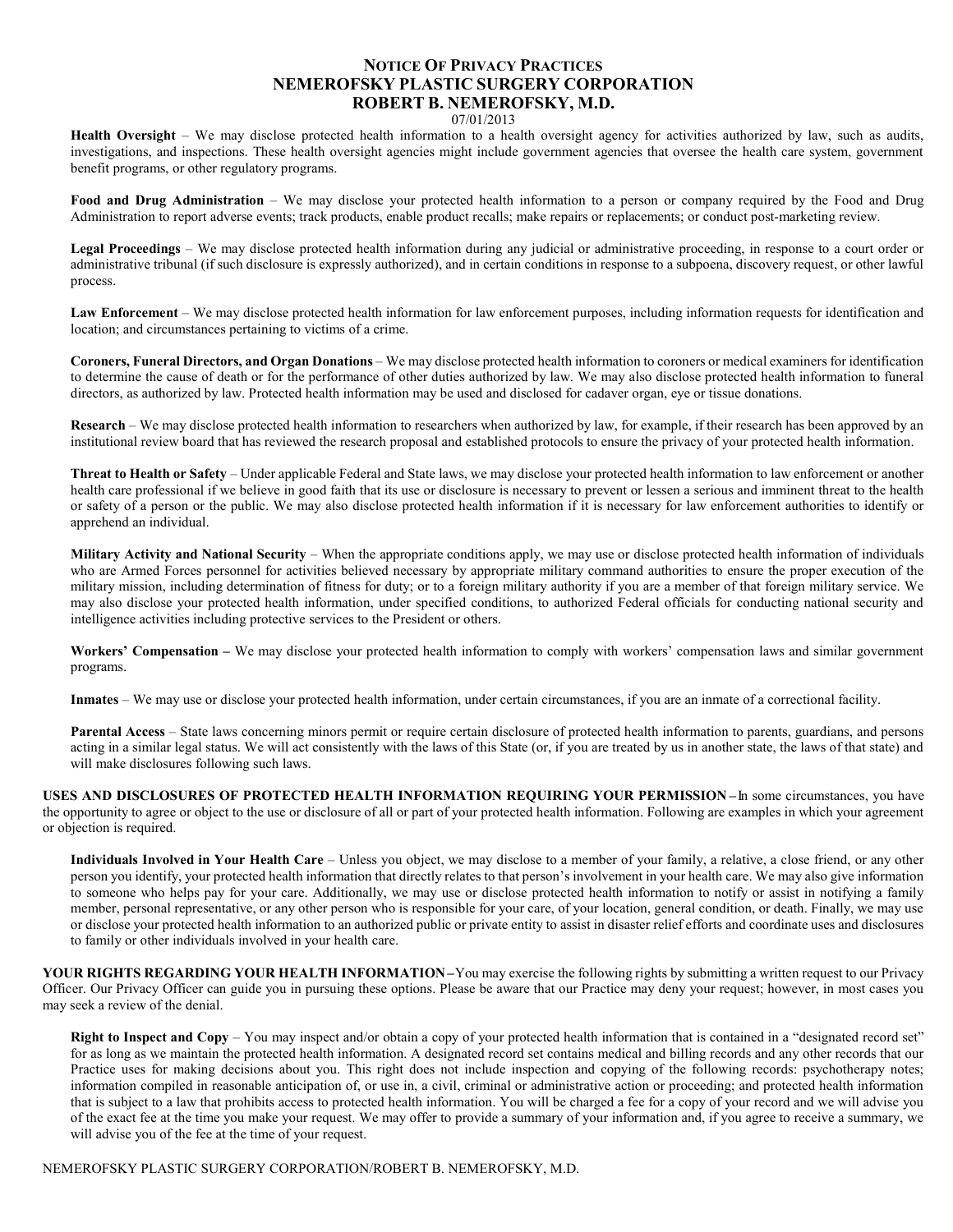Health Oversight – We may disclose protected health information to a health oversight agency for activities authorized by law, such as audits, investigations, and inspections. These health oversight agencies might include government agencies that oversee the health care system, government benefit programs, or other regulatory programs.

**Food and Drug Administration** – We may disclose your protected health information to a person or company required by the Food and Drug Administration to report adverse events; track products, enable product recalls; make repairs or replacements; or conduct post-marketing review.

**Legal Proceedings** – We may disclose protected health information during any judicial or administrative proceeding, in response to a court order or administrative tribunal (if such disclosure is expressly authorized), and in certain conditions in response to a subpoena, discovery request, or other lawful process.

**Law Enforcement** – We may disclose protected health information for law enforcement purposes, including information requests for identification and location; and circumstances pertaining to victims of a crime.

**Coroners, Funeral Directors, and Organ Donations** – We may disclose protected health information to coroners or medical examiners for identification to determine the cause of death or for the performance of other duties authorized by law. We may also disclose protected health information to funeral directors, as authorized by law. Protected health information may be used and disclosed for cadaver organ, eye or tissue donations.

**Research** – We may disclose protected health information to researchers when authorized by law, for example, if their research has been approved by an institutional review board that has reviewed the research proposal and established protocols to ensure the privacy of your protected health information.

**Threat to Health or Safety** – Under applicable Federal and State laws, we may disclose your protected health information to law enforcement or another health care professional if we believe in good faith that its use or disclosure is necessary to prevent or lessen a serious and imminent threat to the health or safety of a person or the public. We may also disclose protected health information if it is necessary for law enforcement authorities to identify or apprehend an individual.

**Military Activity and National Security** – When the appropriate conditions apply, we may use or disclose protected health information of individuals who are Armed Forces personnel for activities believed necessary by appropriate military command authorities to ensure the proper execution of the military mission, including determination of fitness for duty; or to a foreign military authority if you are a member of that foreign military service. We may also disclose your protected health information, under specified conditions, to authorized Federal officials for conducting national security and intelligence activities including protective services to the President or others.

**Workers' Compensation –** We may disclose your protected health information to comply with workers' compensation laws and similar government programs.

**Inmates** – We may use or disclose your protected health information, under certain circumstances, if you are an inmate of a correctional facility.

**Parental Access** – State laws concerning minors permit or require certain disclosure of protected health information to parents, guardians, and persons acting in a similar legal status. We will act consistently with the laws of this State (or, if you are treated by us in another state, the laws of that state) and will make disclosures following such laws.

**USES AND DISCLOSURES OF PROTECTED HEALTH INFORMATION REQUIRING YOUR PERMISSION –** In some circumstances, you have the opportunity to agree or object to the use or disclosure of all or part of your protected health information. Following are examples in which your agreement or objection is required.

**Individuals Involved in Your Health Care** – Unless you object, we may disclose to a member of your family, a relative, a close friend, or any other person you identify, your protected health information that directly relates to that person's involvement in your health care. We may also give information to someone who helps pay for your care. Additionally, we may use or disclose protected health information to notify or assist in notifying a family member, personal representative, or any other person who is responsible for your care, of your location, general condition, or death. Finally, we may use or disclose your protected health information to an authorized public or private entity to assist in disaster relief efforts and coordinate uses and disclosures to family or other individuals involved in your health care.

**YOUR RIGHTS REGARDING YOUR HEALTH INFORMATION –** You may exercise the following rights by submitting a written request to our Privacy Officer. Our Privacy Officer can guide you in pursuing these options. Please be aware that our Practice may deny your request; however, in most cases you may seek a review of the denial.

**Right to Inspect and Copy** – You may inspect and/or obtain a copy of your protected health information that is contained in a "designated record set" for as long as we maintain the protected health information. A designated record set contains medical and billing records and any other records that our Practice uses for making decisions about you. This right does not include inspection and copying of the following records: psychotherapy notes; information compiled in reasonable anticipation of, or use in, a civil, criminal or administrative action or proceeding; and protected health information that is subject to a law that prohibits access to protected health information. You will be charged a fee for a copy of your record and we will advise you of the exact fee at the time you make your request. We may offer to provide a summary of your information and, if you agree to receive a summary, we will advise you of the fee at the time of your request.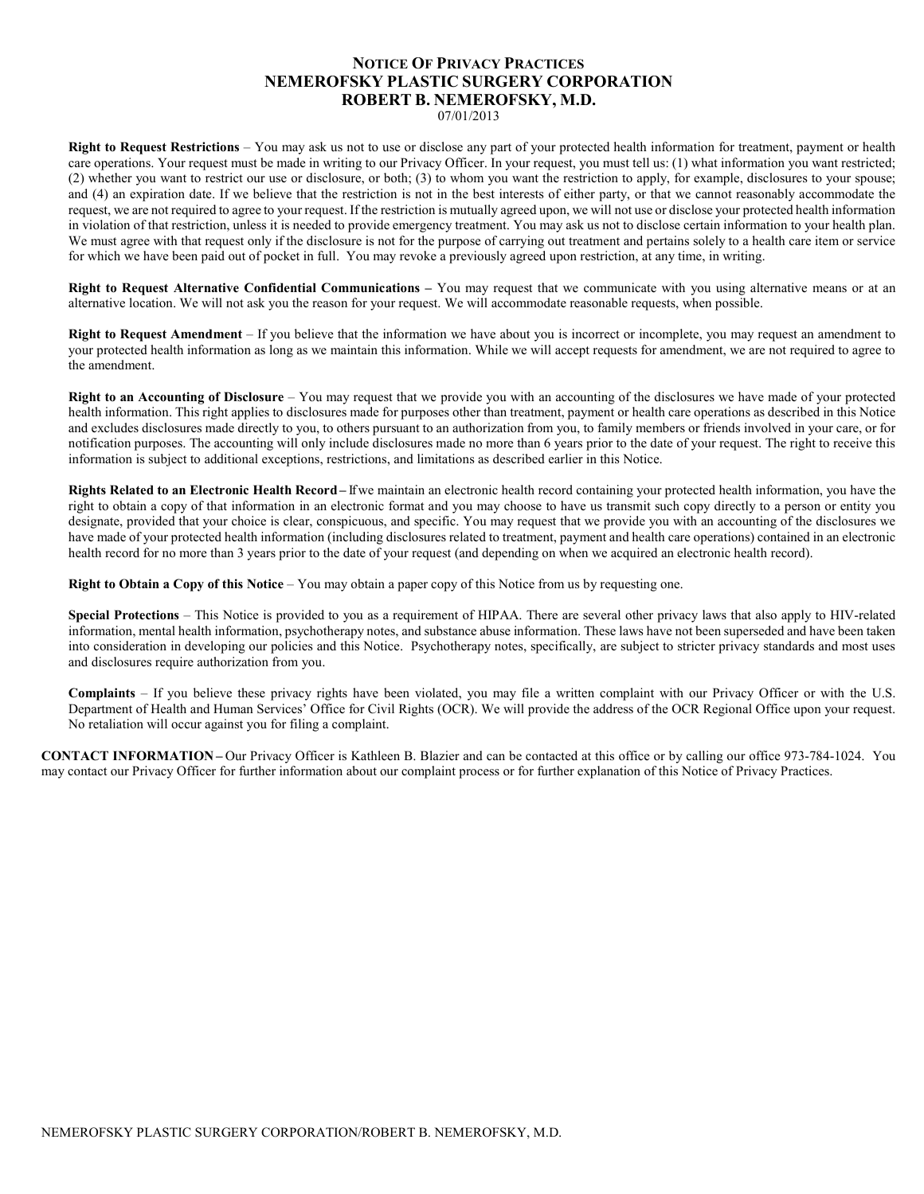# NOTICE OF PRIVACY PRACTICES
# NEMEROFSKY PLASTIC SURGERY CORPORATION
# ROBERT B. NEMEROFSKY, M.D.

07/01/2013

**Right to Request Restrictions** – You may ask us not to use or disclose any part of your protected health information for treatment, payment or health care operations. Your request must be made in writing to our Privacy Officer. In your request, you must tell us: (1) what information you want restricted; (2) whether you want to restrict our use or disclosure, or both; (3) to whom you want the restriction to apply, for example, disclosures to your spouse; and (4) an expiration date. If we believe that the restriction is not in the best interests of either party, or that we cannot reasonably accommodate the request, we are not required to agree to your request. If the restriction is mutually agreed upon, we will not use or disclose your protected health information in violation of that restriction, unless it is needed to provide emergency treatment. You may ask us not to disclose certain information to your health plan. We must agree with that request only if the disclosure is not for the purpose of carrying out treatment and pertains solely to a health care item or service for which we have been paid out of pocket in full. You may revoke a previously agreed upon restriction, at any time, in writing.

**Right to Request Alternative Confidential Communications –** You may request that we communicate with you using alternative means or at an alternative location. We will not ask you the reason for your request. We will accommodate reasonable requests, when possible.

**Right to Request Amendment** – If you believe that the information we have about you is incorrect or incomplete, you may request an amendment to your protected health information as long as we maintain this information. While we will accept requests for amendment, we are not required to agree to the amendment.

**Right to an Accounting of Disclosure** – You may request that we provide you with an accounting of the disclosures we have made of your protected health information. This right applies to disclosures made for purposes other than treatment, payment or health care operations as described in this Notice and excludes disclosures made directly to you, to others pursuant to an authorization from you, to family members or friends involved in your care, or for notification purposes. The accounting will only include disclosures made no more than 6 years prior to the date of your request. The right to receive this information is subject to additional exceptions, restrictions, and limitations as described earlier in this Notice.

**Rights Related to an Electronic Health Record –** If we maintain an electronic health record containing your protected health information, you have the right to obtain a copy of that information in an electronic format and you may choose to have us transmit such copy directly to a person or entity you designate, provided that your choice is clear, conspicuous, and specific. You may request that we provide you with an accounting of the disclosures we have made of your protected health information (including disclosures related to treatment, payment and health care operations) contained in an electronic health record for no more than 3 years prior to the date of your request (and depending on when we acquired an electronic health record).

**Right to Obtain a Copy of this Notice** – You may obtain a paper copy of this Notice from us by requesting one.

**Special Protections** – This Notice is provided to you as a requirement of HIPAA. There are several other privacy laws that also apply to HIV-related information, mental health information, psychotherapy notes, and substance abuse information. These laws have not been superseded and have been taken into consideration in developing our policies and this Notice. Psychotherapy notes, specifically, are subject to stricter privacy standards and most uses and disclosures require authorization from you.

**Complaints** – If you believe these privacy rights have been violated, you may file a written complaint with our Privacy Officer or with the U.S. Department of Health and Human Services' Office for Civil Rights (OCR). We will provide the address of the OCR Regional Office upon your request. No retaliation will occur against you for filing a complaint.

**CONTACT INFORMATION –** Our Privacy Officer is Kathleen B. Blazier and can be contacted at this office or by calling our office 973-784-1024. You may contact our Privacy Officer for further information about our complaint process or for further explanation of this Notice of Privacy Practices.